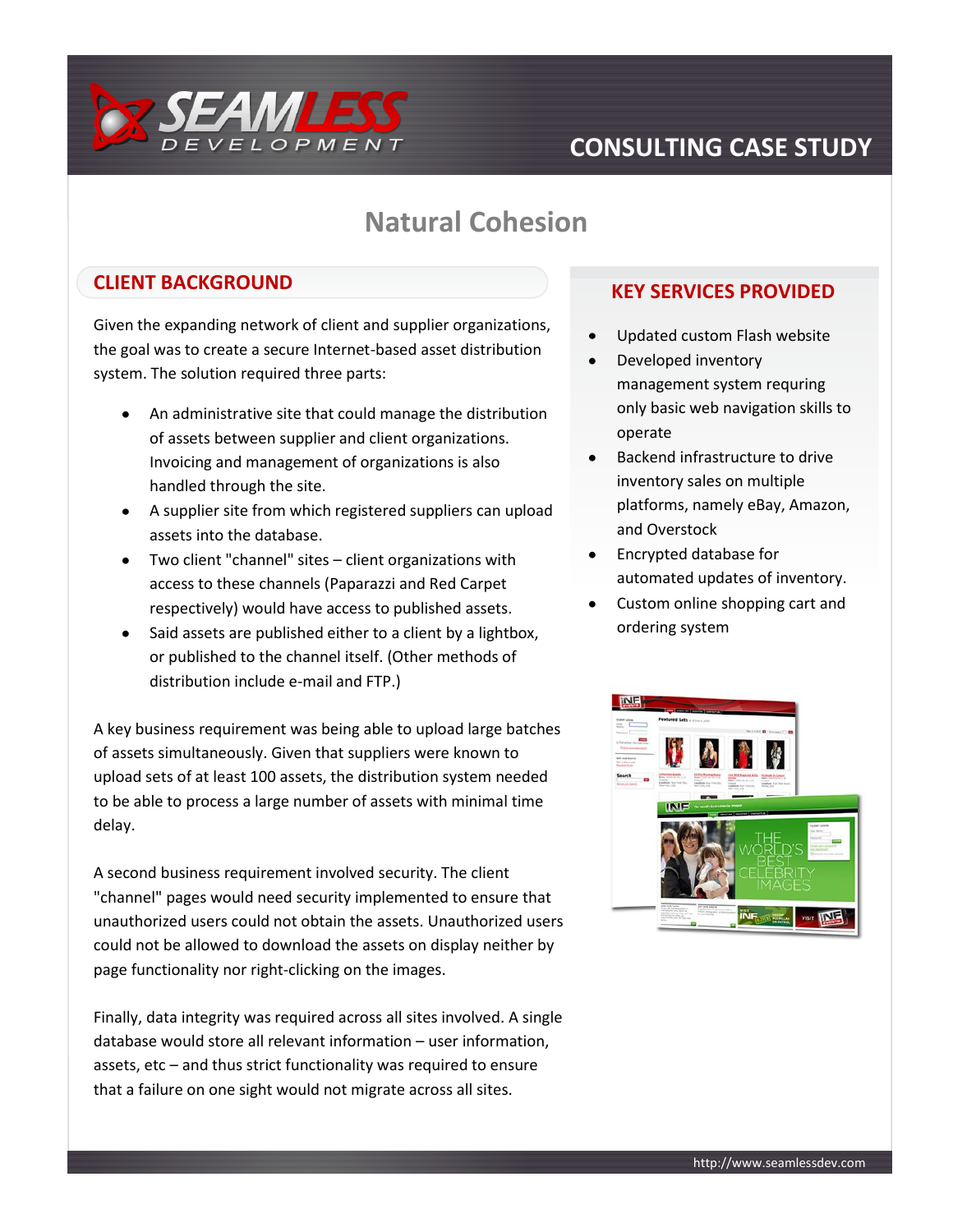# CONSULTING CASE STUDY

## Natural Cohesion

### CLIENT BACKGROUND

Given the expanding network of client and supplier organizations, the goal was to create a secure Internet-based asset distribution system. The solution required three parts:

- An administrative site that could manage the distribution of assets between supplier and client organizations. Invoicing and management of organizations is also handled through the site.
- A supplier site from which registered suppliers can upload assets into the database.
- Two client "channel" sites – client organizations with access to these channels (Paparazzi and Red Carpet respectively) would have access to published assets.
- Said assets are published either to a client by a lightbox, or published to the channel itself. (Other methods of distribution include e-mail and FTP.)

A key business requirement was being able to upload large batches of assets simultaneously. Given that suppliers were known to upload sets of at least 100 assets, the distribution system needed to be able to process a large number of assets with minimal time delay.

A second business requirement involved security. The client "channel" pages would need security implemented to ensure that unauthorized users could not obtain the assets. Unauthorized users could not be allowed to download the assets on display neither by page functionality nor right-clicking on the images.

Finally, data integrity was required across all sites involved. A single database would store all relevant information – user information, assets, etc – and thus strict functionality was required to ensure that a failure on one sight would not migrate across all sites.

### KEY SERVICES PROVIDED

- Updated custom Flash website
- Developed inventory management system requring only basic web navigation skills to operate
- Backend infrastructure to drive inventory sales on multiple platforms, namely eBay, Amazon, and Overstock
- Encrypted database for automated updates of inventory.
- Custom online shopping cart and ordering system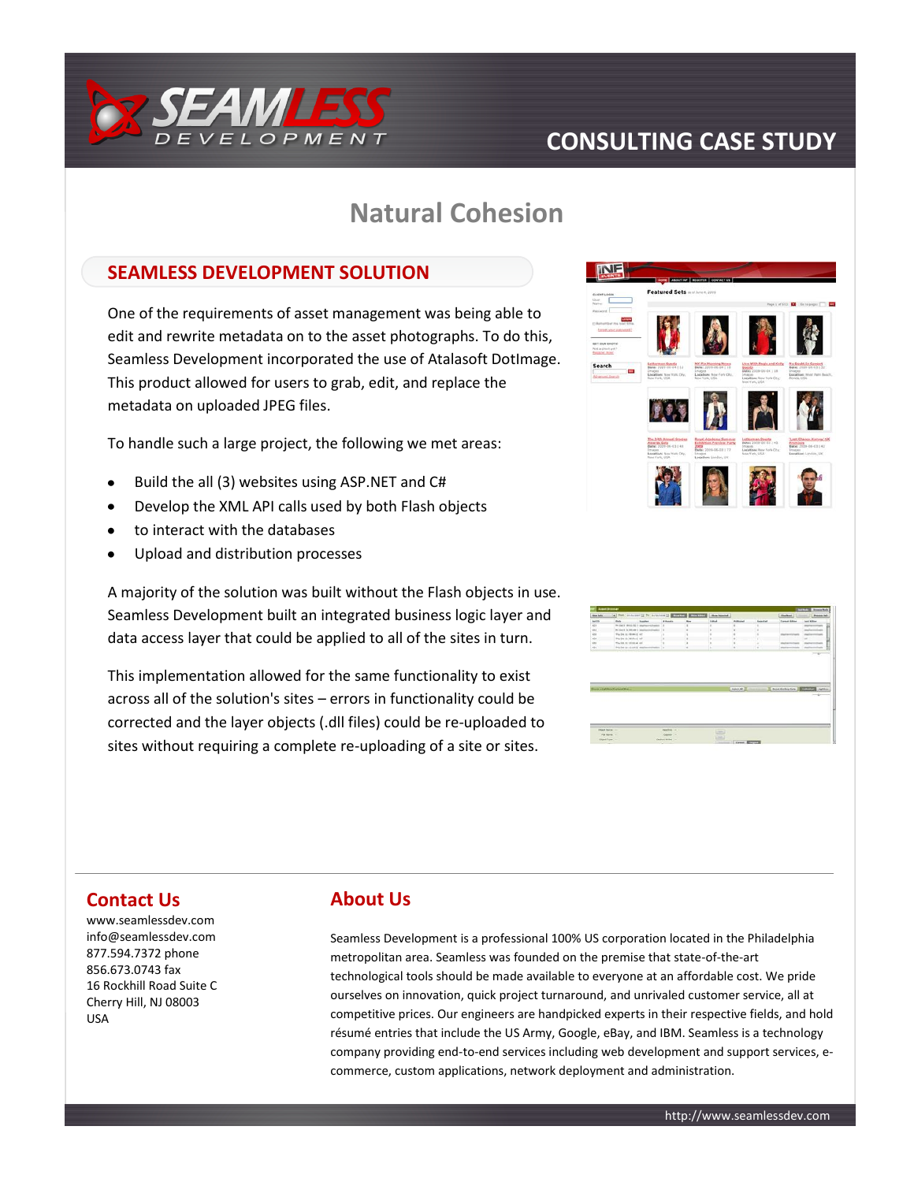# Natural Cohesion

## SEAMLESS DEVELOPMENT SOLUTION

One of the requirements of asset management was being able to edit and rewrite metadata on to the asset photographs. To do this, Seamless Development incorporated the use of Atalasoft DotImage. This product allowed for users to grab, edit, and replace the metadata on uploaded JPEG files.

To handle such a large project, the following we met areas:

- Build the all (3) websites using ASP.NET and C#
- Develop the XML API calls used by both Flash objects
- to interact with the databases
- Upload and distribution processes

A majority of the solution was built without the Flash objects in use. Seamless Development built an integrated business logic layer and data access layer that could be applied to all of the sites in turn.

This implementation allowed for the same functionality to exist across all of the solution's sites – errors in functionality could be corrected and the layer objects (.dll files) could be re-uploaded to sites without requiring a complete re-uploading of a site or sites.

## Contact Us

www.seamlessdev.com
info@seamlessdev.com
877.594.7372 phone
856.673.0743 fax
16 Rockhill Road Suite C
Cherry Hill, NJ 08003
USA

## About Us

Seamless Development is a professional 100% US corporation located in the Philadelphia metropolitan area. Seamless was founded on the premise that state-of-the-art technological tools should be made available to everyone at an affordable cost. We pride ourselves on innovation, quick project turnaround, and unrivaled customer service, all at competitive prices. Our engineers are handpicked experts in their respective fields, and hold résumé entries that include the US Army, Google, eBay, and IBM. Seamless is a technology company providing end-to-end services including web development and support services, e-commerce, custom applications, network deployment and administration.